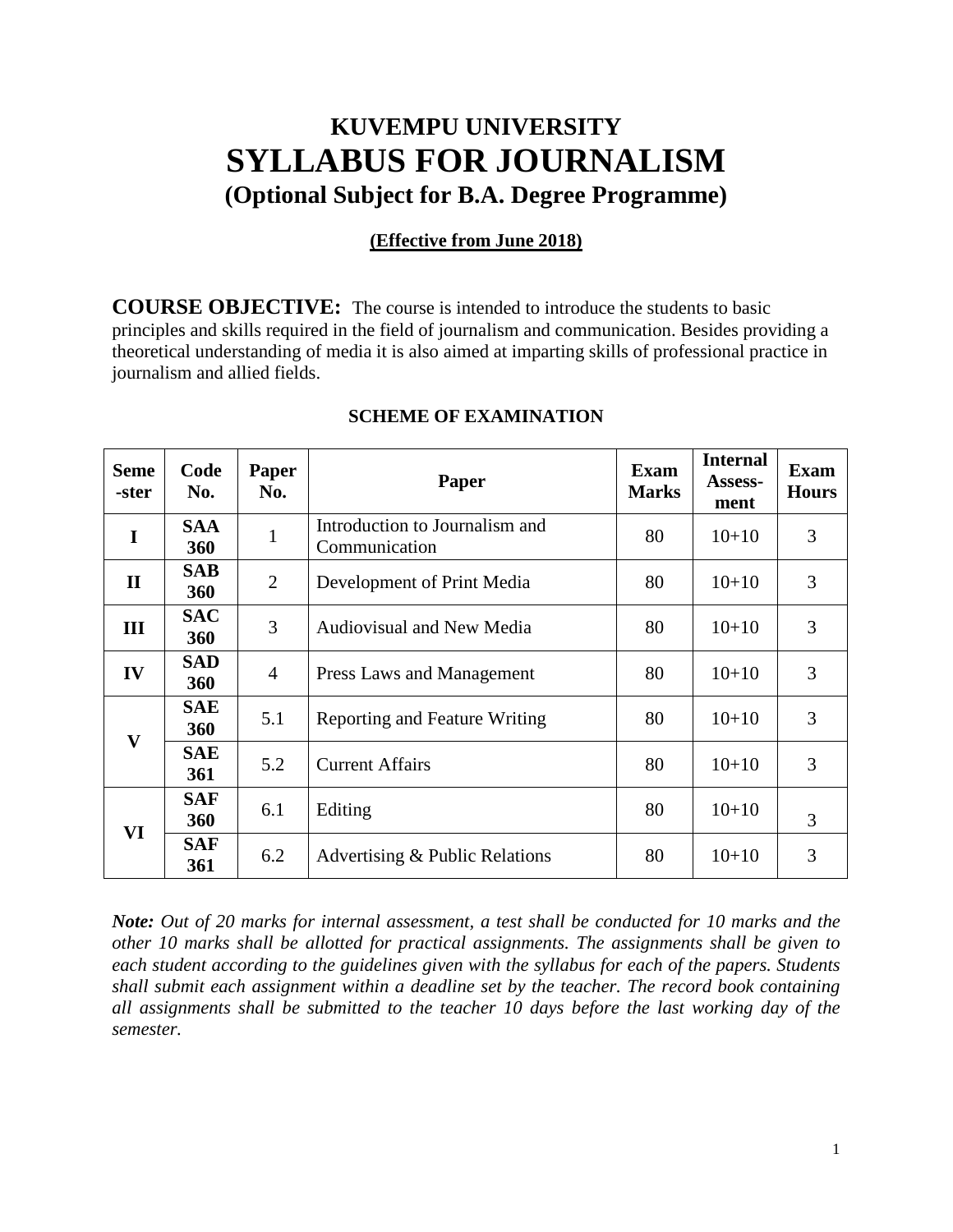# KUVEMPU UNIVERSITY
# SYLLABUS FOR JOURNALISM
## (Optional Subject for B.A. Degree Programme)

**(Effective from June 2018)**

**COURSE OBJECTIVE:** The course is intended to introduce the students to basic principles and skills required in the field of journalism and communication. Besides providing a theoretical understanding of media it is also aimed at imparting skills of professional practice in journalism and allied fields.

### SCHEME OF EXAMINATION

| Seme-ster | Code No. | Paper No. | Paper | Exam Marks | Internal Assess-ment | Exam Hours |
|---|---|---|---|---|---|---|
| I | SAA 360 | 1 | Introduction to Journalism and Communication | 80 | 10+10 | 3 |
| II | SAB 360 | 2 | Development of Print Media | 80 | 10+10 | 3 |
| III | SAC 360 | 3 | Audiovisual and New Media | 80 | 10+10 | 3 |
| IV | SAD 360 | 4 | Press Laws and Management | 80 | 10+10 | 3 |
| V | SAE 360 | 5.1 | Reporting and Feature Writing | 80 | 10+10 | 3 |
| | SAE 361 | 5.2 | Current Affairs | 80 | 10+10 | 3 |
| VI | SAF 360 | 6.1 | Editing | 80 | 10+10 | 3 |
| | SAF 361 | 6.2 | Advertising & Public Relations | 80 | 10+10 | 3 |

***Note:*** *Out of 20 marks for internal assessment, a test shall be conducted for 10 marks and the other 10 marks shall be allotted for practical assignments. The assignments shall be given to each student according to the guidelines given with the syllabus for each of the papers. Students shall submit each assignment within a deadline set by the teacher. The record book containing all assignments shall be submitted to the teacher 10 days before the last working day of the semester.*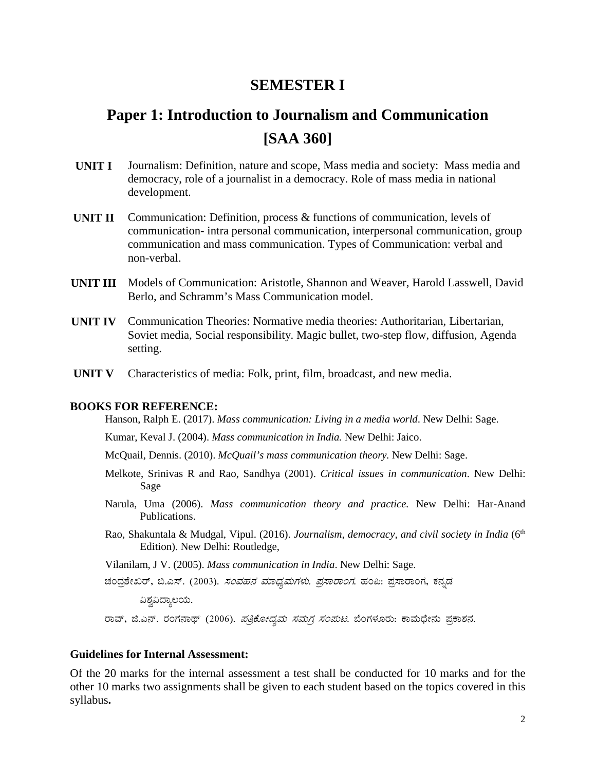# SEMESTER I

## Paper 1: Introduction to Journalism and Communication [SAA 360]

**UNIT I** Journalism: Definition, nature and scope, Mass media and society: Mass media and democracy, role of a journalist in a democracy. Role of mass media in national development.

**UNIT II** Communication: Definition, process & functions of communication, levels of communication- intra personal communication, interpersonal communication, group communication and mass communication. Types of Communication: verbal and non-verbal.

**UNIT III** Models of Communication: Aristotle, Shannon and Weaver, Harold Lasswell, David Berlo, and Schramm's Mass Communication model.

**UNIT IV** Communication Theories: Normative media theories: Authoritarian, Libertarian, Soviet media, Social responsibility. Magic bullet, two-step flow, diffusion, Agenda setting.

**UNIT V** Characteristics of media: Folk, print, film, broadcast, and new media.

**BOOKS FOR REFERENCE:**

Hanson, Ralph E. (2017). *Mass communication: Living in a media world*. New Delhi: Sage.

Kumar, Keval J. (2004). *Mass communication in India.* New Delhi: Jaico.

McQuail, Dennis. (2010). *McQuail's mass communication theory.* New Delhi: Sage.

Melkote, Srinivas R and Rao, Sandhya (2001). *Critical issues in communication*. New Delhi: Sage

Narula, Uma (2006). *Mass communication theory and practice.* New Delhi: Har-Anand Publications.

Rao, Shakuntala & Mudgal, Vipul. (2016). *Journalism, democracy, and civil society in India* (6th Edition). New Delhi: Routledge,

Vilanilam, J V. (2005). *Mass communication in India*. New Delhi: Sage.

ಚಂದ್ರಶೇಖರ್, ಬಿ.ಎಸ್. (2003). *ಸಂವಹನ ಮಾಧ್ಯಮಗಳು. ಪ್ರಸಾರಾಂಗ.* ಹಂಪಿ: ಪ್ರಸಾರಾಂಗ, ಕನ್ನಡ ವಿಶ್ವವಿದ್ಯಾಲಯ.

ರಾವ್, ಜಿ.ಎನ್. ರಂಗನಾಥ್ (2006). *ಪತ್ರಿಕೋದ್ಯಮ ಸಮಗ್ರ ಸಂಪುಟ.* ಬೆಂಗಳೂರು: ಕಾಮಧೇನು ಪ್ರಕಾಶನ.

**Guidelines for Internal Assessment:**

Of the 20 marks for the internal assessment a test shall be conducted for 10 marks and for the other 10 marks two assignments shall be given to each student based on the topics covered in this syllabus**.**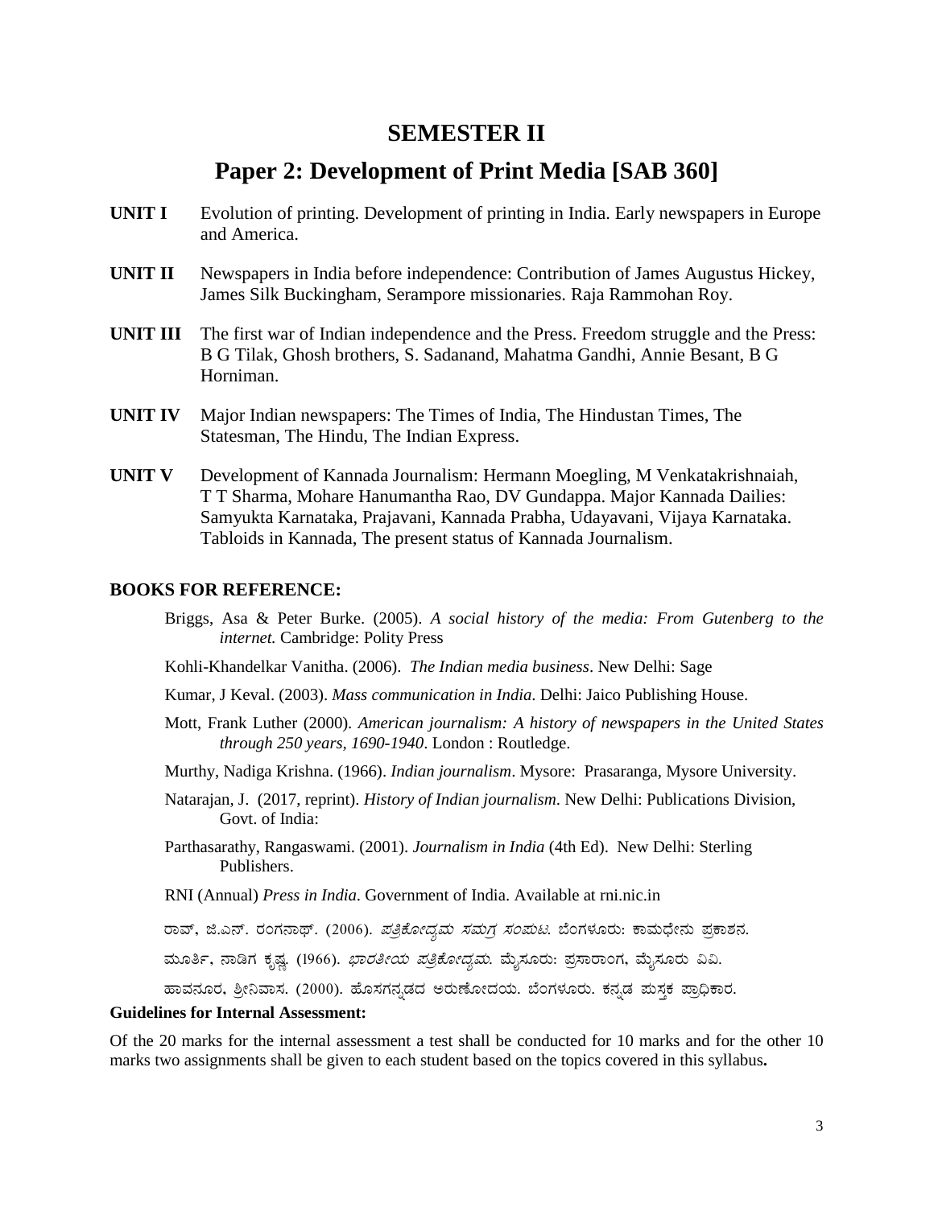# SEMESTER II

## Paper 2: Development of Print Media [SAB 360]

**UNIT I** Evolution of printing. Development of printing in India. Early newspapers in Europe and America.

**UNIT II** Newspapers in India before independence: Contribution of James Augustus Hickey, James Silk Buckingham, Serampore missionaries. Raja Rammohan Roy.

**UNIT III** The first war of Indian independence and the Press. Freedom struggle and the Press: B G Tilak, Ghosh brothers, S. Sadanand, Mahatma Gandhi, Annie Besant, B G Horniman.

**UNIT IV** Major Indian newspapers: The Times of India, The Hindustan Times, The Statesman, The Hindu, The Indian Express.

**UNIT V** Development of Kannada Journalism: Hermann Moegling, M Venkatakrishnaiah, T T Sharma, Mohare Hanumantha Rao, DV Gundappa. Major Kannada Dailies: Samyukta Karnataka, Prajavani, Kannada Prabha, Udayavani, Vijaya Karnataka. Tabloids in Kannada, The present status of Kannada Journalism.

### BOOKS FOR REFERENCE:

Briggs, Asa & Peter Burke. (2005). *A social history of the media: From Gutenberg to the internet.* Cambridge: Polity Press

Kohli-Khandelkar Vanitha. (2006). *The Indian media business*. New Delhi: Sage

Kumar, J Keval. (2003). *Mass communication in India*. Delhi: Jaico Publishing House.

Mott, Frank Luther (2000). *American journalism: A history of newspapers in the United States through 250 years, 1690-1940*. London : Routledge.

Murthy, Nadiga Krishna. (1966). *Indian journalism*. Mysore: Prasaranga, Mysore University.

Natarajan, J. (2017, reprint). *History of Indian journalism*. New Delhi: Publications Division, Govt. of India:

Parthasarathy, Rangaswami. (2001). *Journalism in India* (4th Ed). New Delhi: Sterling Publishers.

RNI (Annual) *Press in India*. Government of India. Available at rni.nic.in

ರಾವ್, ಜಿ.ಎನ್. ರಂಗನಾಥ್. (2006). *ಪತ್ರಿಕೋದ್ಯಮ ಸಮಗ್ರ ಸಂಪುಟ.* ಬೆಂಗಳೂರು: ಕಾಮಧೇನು ಪ್ರಕಾಶನ.

ಮೂರ್ತಿ, ನಾಡಿಗ ಕೃಷ್ಣ. (1966). *ಭಾರತೀಯ ಪತ್ರಿಕೋದ್ಯಮ.* ಮೈಸೂರು: ಪ್ರಸಾರಾಂಗ, ಮೈಸೂರು ವಿವಿ.

ಹಾವನೂರ, ಶ್ರೀನಿವಾಸ. (2000). ಹೊಸಗನ್ನಡದ ಅರುಣೋದಯ. ಬೆಂಗಳೂರು. ಕನ್ನಡ ಪುಸ್ತಕ ಪ್ರಾಧಿಕಾರ.

**Guidelines for Internal Assessment:**

Of the 20 marks for the internal assessment a test shall be conducted for 10 marks and for the other 10 marks two assignments shall be given to each student based on the topics covered in this syllabus**.**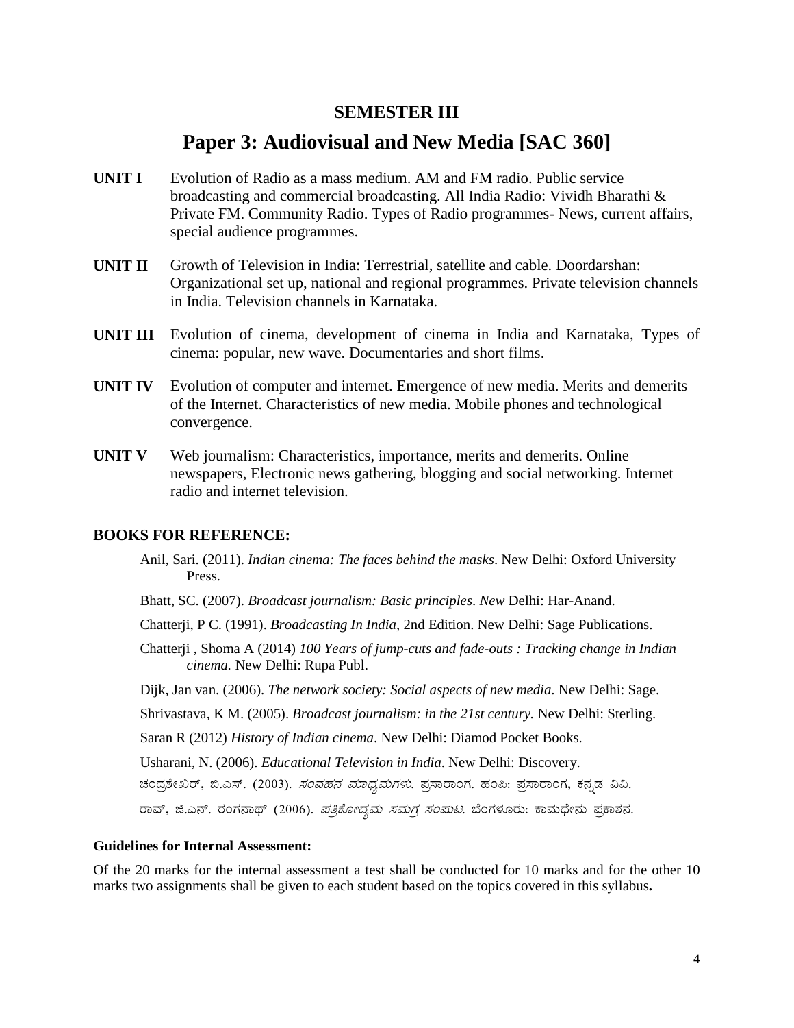## SEMESTER III

# Paper 3: Audiovisual and New Media [SAC 360]

**UNIT I** Evolution of Radio as a mass medium. AM and FM radio. Public service broadcasting and commercial broadcasting. All India Radio: Vividh Bharathi & Private FM. Community Radio. Types of Radio programmes- News, current affairs, special audience programmes.

**UNIT II** Growth of Television in India: Terrestrial, satellite and cable. Doordarshan: Organizational set up, national and regional programmes. Private television channels in India. Television channels in Karnataka.

**UNIT III** Evolution of cinema, development of cinema in India and Karnataka, Types of cinema: popular, new wave. Documentaries and short films.

**UNIT IV** Evolution of computer and internet. Emergence of new media. Merits and demerits of the Internet. Characteristics of new media. Mobile phones and technological convergence.

**UNIT V** Web journalism: Characteristics, importance, merits and demerits. Online newspapers, Electronic news gathering, blogging and social networking. Internet radio and internet television.

### BOOKS FOR REFERENCE:

Anil, Sari. (2011). *Indian cinema: The faces behind the masks*. New Delhi: Oxford University Press.

Bhatt, SC. (2007). *Broadcast journalism: Basic principles*. *New* Delhi: Har-Anand.

Chatterji, P C. (1991). *Broadcasting In India*, 2nd Edition. New Delhi: Sage Publications.

Chatterji , Shoma A (2014) *100 Years of jump-cuts and fade-outs : Tracking change in Indian cinema.* New Delhi: Rupa Publ.

Dijk, Jan van. (2006). *The network society: Social aspects of new media*. New Delhi: Sage.

Shrivastava, K M. (2005). *Broadcast journalism: in the 21st century.* New Delhi: Sterling.

Saran R (2012) *History of Indian cinema*. New Delhi: Diamod Pocket Books.

Usharani, N. (2006). *Educational Television in India*. New Delhi: Discovery.

ಚಂದ್ರಶೇಖರ್, ಬಿ.ಎಸ್. (2003). *ಸಂವಹನ ಮಾಧ್ಯಮಗಳು.* ಪ್ರಸಾರಾಂಗ. ಹಂಪಿ: ಪ್ರಸಾರಾಂಗ, ಕನ್ನಡ ವಿವಿ.

ರಾವ್, ಜಿ.ಎನ್. ರಂಗನಾಥ್ (2006). *ಪತ್ರಿಕೋದ್ಯಮ ಸಮಗ್ರ ಸಂಪುಟ.* ಬೆಂಗಳೂರು: ಕಾಮಧೇನು ಪ್ರಕಾಶನ.

#### Guidelines for Internal Assessment:

Of the 20 marks for the internal assessment a test shall be conducted for 10 marks and for the other 10 marks two assignments shall be given to each student based on the topics covered in this syllabus**.**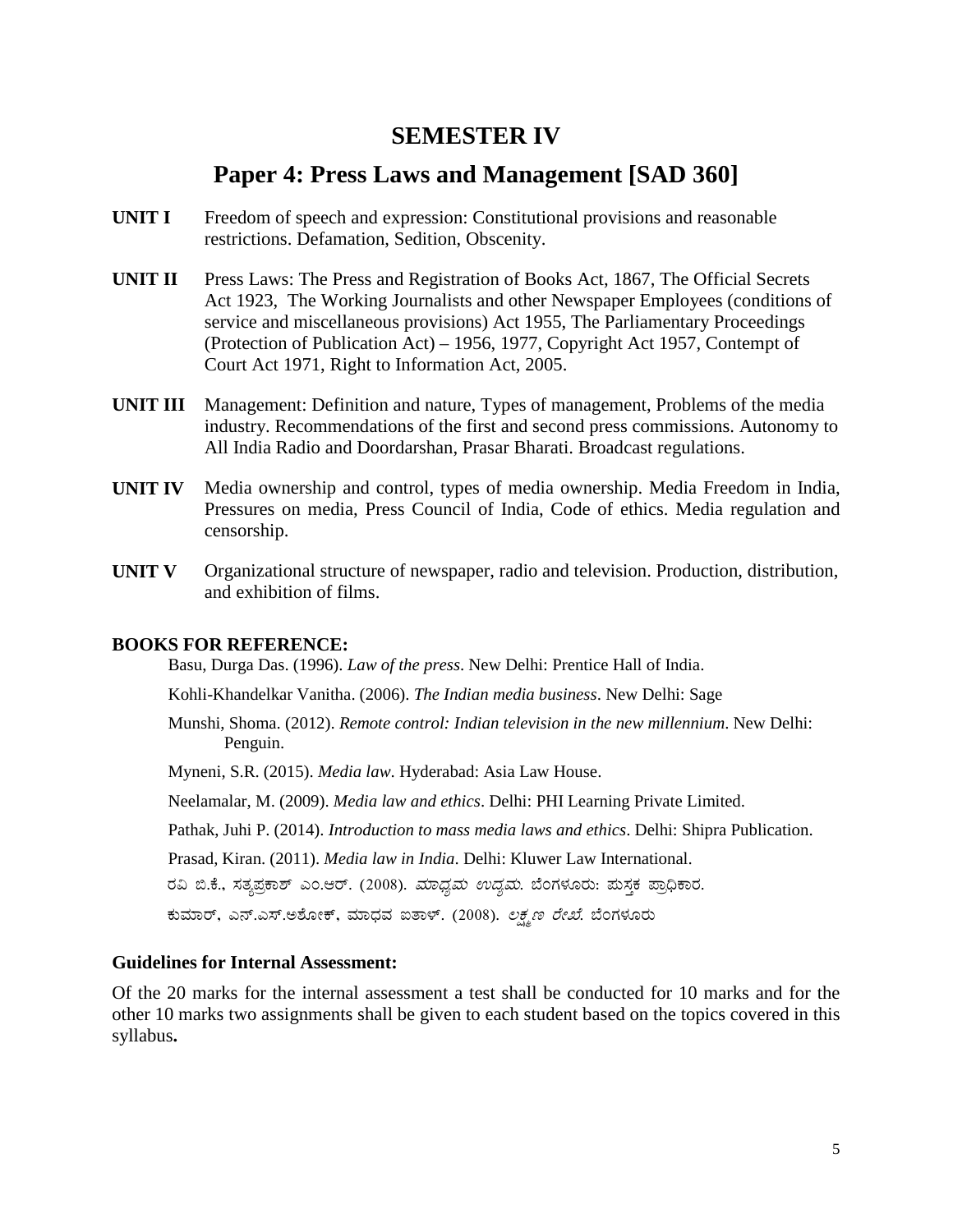# SEMESTER IV

## Paper 4: Press Laws and Management [SAD 360]

**UNIT I** Freedom of speech and expression: Constitutional provisions and reasonable restrictions. Defamation, Sedition, Obscenity.

**UNIT II** Press Laws: The Press and Registration of Books Act, 1867, The Official Secrets Act 1923, The Working Journalists and other Newspaper Employees (conditions of service and miscellaneous provisions) Act 1955, The Parliamentary Proceedings (Protection of Publication Act) – 1956, 1977, Copyright Act 1957, Contempt of Court Act 1971, Right to Information Act, 2005.

**UNIT III** Management: Definition and nature, Types of management, Problems of the media industry. Recommendations of the first and second press commissions. Autonomy to All India Radio and Doordarshan, Prasar Bharati. Broadcast regulations.

**UNIT IV** Media ownership and control, types of media ownership. Media Freedom in India, Pressures on media, Press Council of India, Code of ethics. Media regulation and censorship.

**UNIT V** Organizational structure of newspaper, radio and television. Production, distribution, and exhibition of films.

### BOOKS FOR REFERENCE:

Basu, Durga Das. (1996). *Law of the press*. New Delhi: Prentice Hall of India.

Kohli-Khandelkar Vanitha. (2006). *The Indian media business*. New Delhi: Sage

Munshi, Shoma. (2012). *Remote control: Indian television in the new millennium*. New Delhi: Penguin.

Myneni, S.R. (2015). *Media law*. Hyderabad: Asia Law House.

Neelamalar, M. (2009). *Media law and ethics*. Delhi: PHI Learning Private Limited.

Pathak, Juhi P. (2014). *Introduction to mass media laws and ethics*. Delhi: Shipra Publication.

Prasad, Kiran. (2011). *Media law in India*. Delhi: Kluwer Law International.

ರವಿ ಬಿ.ಕೆ., ಸತ್ಯಪ್ರಕಾಶ್ ಎಂ.ಆರ್. (2008). *ಮಾಧ್ಯಮ ಉದ್ಯಮ*. ಬೆಂಗಳೂರು: ಪುಸ್ತಕ ಪ್ರಾಧಿಕಾರ.

ಕುಮಾರ್, ಎನ್.ಎಸ್.ಅಶೋಕ್, ಮಾಧವ ಐತಾಳ್. (2008). *ಲಕ್ಷ್ಮಣ ರೇಖೆ*. ಬೆಂಗಳೂರು

### Guidelines for Internal Assessment:

Of the 20 marks for the internal assessment a test shall be conducted for 10 marks and for the other 10 marks two assignments shall be given to each student based on the topics covered in this syllabus**.**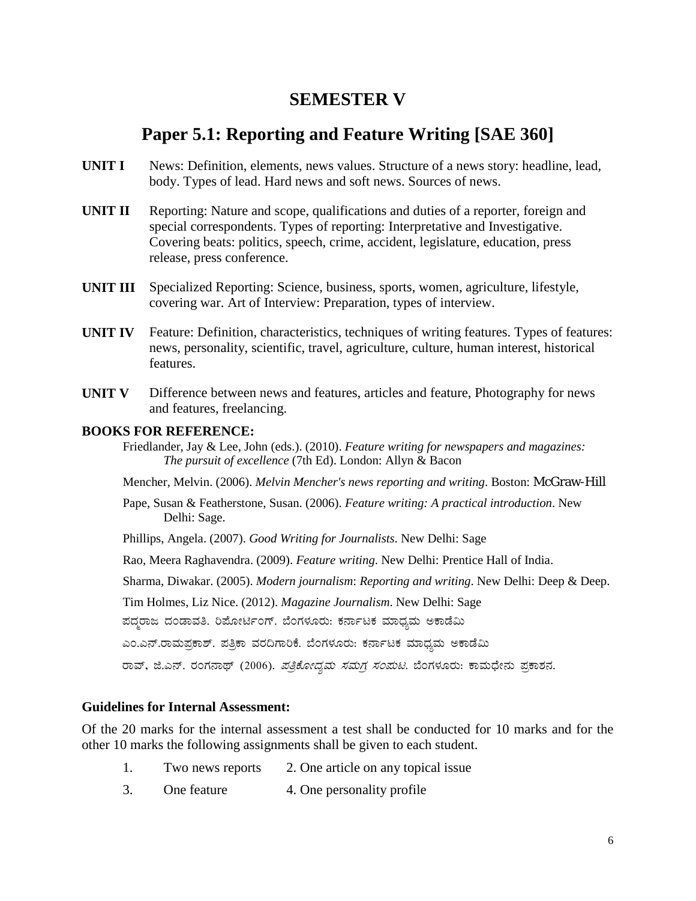# SEMESTER V

## Paper 5.1: Reporting and Feature Writing [SAE 360]

**UNIT I** News: Definition, elements, news values. Structure of a news story: headline, lead, body. Types of lead. Hard news and soft news. Sources of news.

**UNIT II** Reporting: Nature and scope, qualifications and duties of a reporter, foreign and special correspondents. Types of reporting: Interpretative and Investigative. Covering beats: politics, speech, crime, accident, legislature, education, press release, press conference.

**UNIT III** Specialized Reporting: Science, business, sports, women, agriculture, lifestyle, covering war. Art of Interview: Preparation, types of interview.

**UNIT IV** Feature: Definition, characteristics, techniques of writing features. Types of features: news, personality, scientific, travel, agriculture, culture, human interest, historical features.

**UNIT V** Difference between news and features, articles and feature, Photography for news and features, freelancing.

**BOOKS FOR REFERENCE:**

Friedlander, Jay & Lee, John (eds.). (2010). *Feature writing for newspapers and magazines: The pursuit of excellence* (7th Ed). London: Allyn & Bacon

Mencher, Melvin. (2006). *Melvin Mencher's news reporting and writing*. Boston: McGraw-Hill

Pape, Susan & Featherstone, Susan. (2006). *Feature writing: A practical introduction*. New Delhi: Sage.

Phillips, Angela. (2007). *Good Writing for Journalists*. New Delhi: Sage

Rao, Meera Raghavendra. (2009). *Feature writing*. New Delhi: Prentice Hall of India.

Sharma, Diwakar. (2005). *Modern journalism*: *Reporting and writing*. New Delhi: Deep & Deep.

Tim Holmes, Liz Nice. (2012). *Magazine Journalism*. New Delhi: Sage

ಪದ್ಮರಾಜ ದಂಡಾವತಿ. ರಿಪೋರ್ಟಿಂಗ್. ಬೆಂಗಳೂರು: ಕರ್ನಾಟಕ ಮಾಧ್ಯಮ ಅಕಾಡೆಮಿ

ಎಂ.ಎನ್.ರಾಮಪ್ರಕಾಶ್. ಪತ್ರಿಕಾ ವರದಿಗಾರಿಕೆ. ಬೆಂಗಳೂರು: ಕರ್ನಾಟಕ ಮಾಧ್ಯಮ ಅಕಾಡೆಮಿ

ರಾವ್, ಜಿ.ಎನ್. ರಂಗನಾಥ್ (2006). *ಪತ್ರಿಕೋದ್ಯಮ ಸಮಗ್ರ ಸಂಪುಟ.* ಬೆಂಗಳೂರು: ಕಾಮಧೇನು ಪ್ರಕಾಶನ.

**Guidelines for Internal Assessment:**

Of the 20 marks for the internal assessment a test shall be conducted for 10 marks and for the other 10 marks the following assignments shall be given to each student.

1. Two news reports
2. One article on any topical issue
3. One feature
4. One personality profile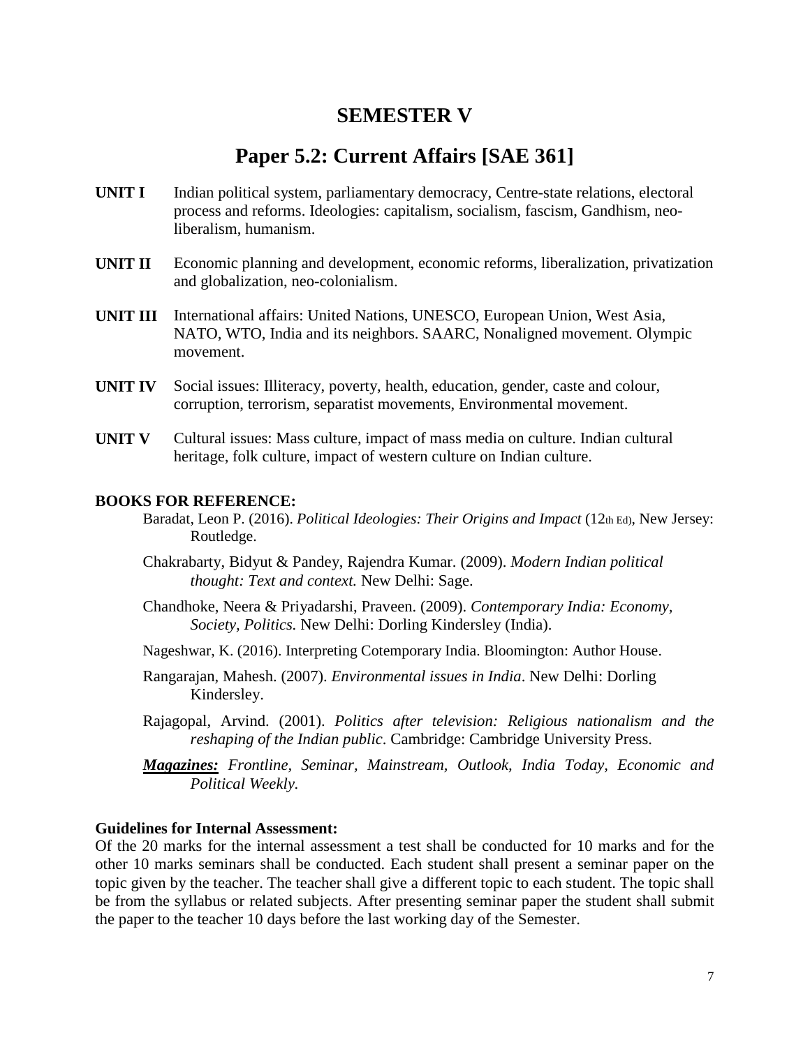# SEMESTER V

## Paper 5.2: Current Affairs [SAE 361]

**UNIT I** Indian political system, parliamentary democracy, Centre-state relations, electoral process and reforms. Ideologies: capitalism, socialism, fascism, Gandhism, neo-liberalism, humanism.

**UNIT II** Economic planning and development, economic reforms, liberalization, privatization and globalization, neo-colonialism.

**UNIT III** International affairs: United Nations, UNESCO, European Union, West Asia, NATO, WTO, India and its neighbors. SAARC, Nonaligned movement. Olympic movement.

**UNIT IV** Social issues: Illiteracy, poverty, health, education, gender, caste and colour, corruption, terrorism, separatist movements, Environmental movement.

**UNIT V** Cultural issues: Mass culture, impact of mass media on culture. Indian cultural heritage, folk culture, impact of western culture on Indian culture.

**BOOKS FOR REFERENCE:**

Baradat, Leon P. (2016). *Political Ideologies: Their Origins and Impact* (12th Ed), New Jersey: Routledge.

Chakrabarty, Bidyut & Pandey, Rajendra Kumar. (2009). *Modern Indian political thought: Text and context.* New Delhi: Sage.

Chandhoke, Neera & Priyadarshi, Praveen. (2009). *Contemporary India: Economy, Society, Politics.* New Delhi: Dorling Kindersley (India).

Nageshwar, K. (2016). Interpreting Cotemporary India. Bloomington: Author House.

Rangarajan, Mahesh. (2007). *Environmental issues in India*. New Delhi: Dorling Kindersley.

Rajagopal, Arvind. (2001). *Politics after television: Religious nationalism and the reshaping of the Indian public*. Cambridge: Cambridge University Press.

***Magazines:*** *Frontline, Seminar, Mainstream, Outlook, India Today, Economic and Political Weekly.*

**Guidelines for Internal Assessment:**

Of the 20 marks for the internal assessment a test shall be conducted for 10 marks and for the other 10 marks seminars shall be conducted. Each student shall present a seminar paper on the topic given by the teacher. The teacher shall give a different topic to each student. The topic shall be from the syllabus or related subjects. After presenting seminar paper the student shall submit the paper to the teacher 10 days before the last working day of the Semester.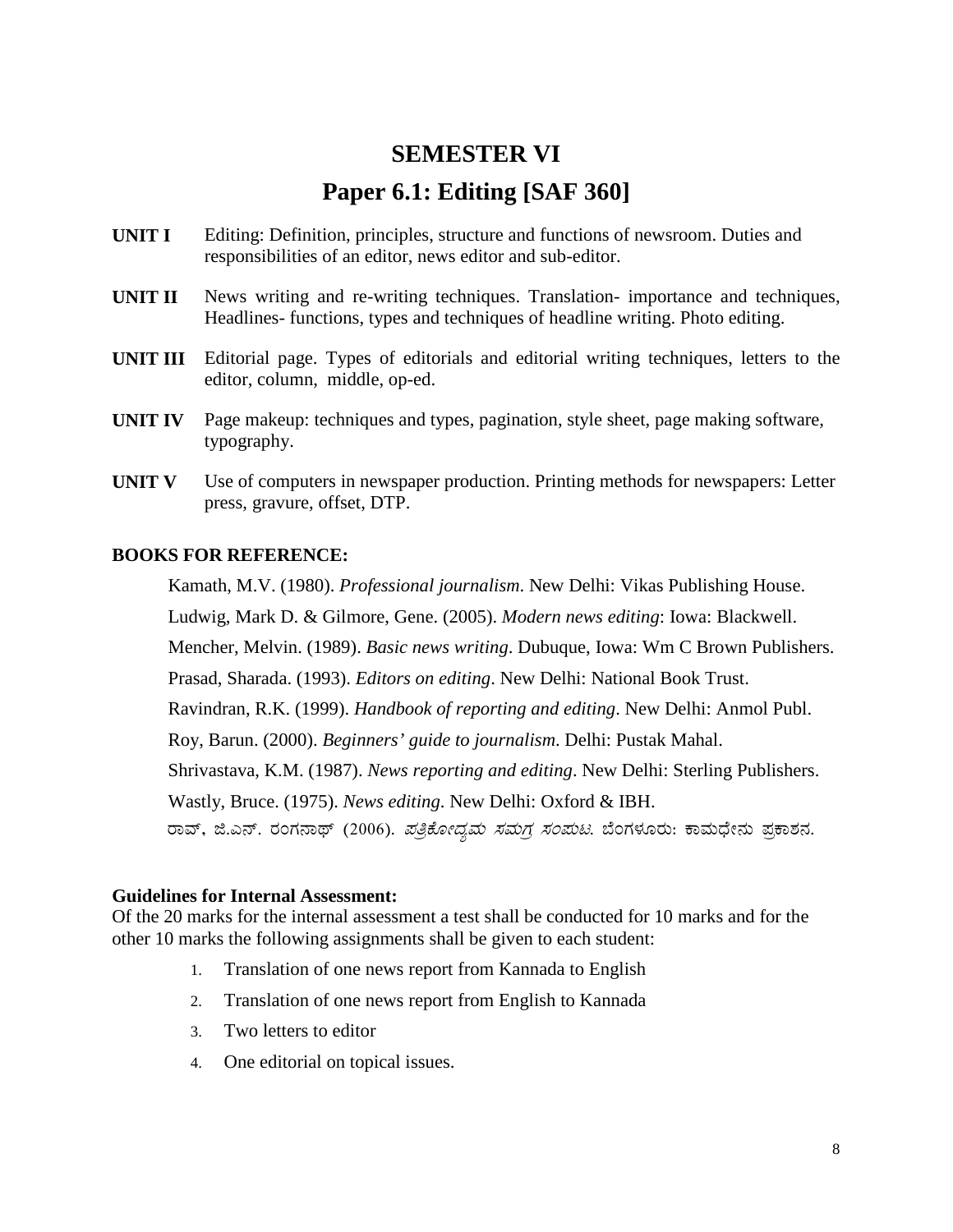# SEMESTER VI

## Paper 6.1: Editing [SAF 360]

**UNIT I** Editing: Definition, principles, structure and functions of newsroom. Duties and responsibilities of an editor, news editor and sub-editor.

**UNIT II** News writing and re-writing techniques. Translation- importance and techniques, Headlines- functions, types and techniques of headline writing. Photo editing.

**UNIT III** Editorial page. Types of editorials and editorial writing techniques, letters to the editor, column, middle, op-ed.

**UNIT IV** Page makeup: techniques and types, pagination, style sheet, page making software, typography.

**UNIT V** Use of computers in newspaper production. Printing methods for newspapers: Letter press, gravure, offset, DTP.

**BOOKS FOR REFERENCE:**

Kamath, M.V. (1980). *Professional journalism*. New Delhi: Vikas Publishing House.

Ludwig, Mark D. & Gilmore, Gene. (2005). *Modern news editing*: Iowa: Blackwell.

Mencher, Melvin. (1989). *Basic news writing*. Dubuque, Iowa: Wm C Brown Publishers.

Prasad, Sharada. (1993). *Editors on editing*. New Delhi: National Book Trust.

Ravindran, R.K. (1999). *Handbook of reporting and editing*. New Delhi: Anmol Publ.

Roy, Barun. (2000). *Beginners' guide to journalism*. Delhi: Pustak Mahal.

Shrivastava, K.M. (1987). *News reporting and editing*. New Delhi: Sterling Publishers.

Wastly, Bruce. (1975). *News editing*. New Delhi: Oxford & IBH.

ರಾವ್, ಜಿ.ಎನ್. ರಂಗನಾಥ್ (2006). *ಪತ್ರಿಕೋದ್ಯಮ ಸಮಗ್ರ ಸಂಪುಟ*. ಬೆಂಗಳೂರು: ಕಾಮಧೇನು ಪ್ರಕಾಶನ.

**Guidelines for Internal Assessment:**

Of the 20 marks for the internal assessment a test shall be conducted for 10 marks and for the other 10 marks the following assignments shall be given to each student:

1. Translation of one news report from Kannada to English
2. Translation of one news report from English to Kannada
3. Two letters to editor
4. One editorial on topical issues.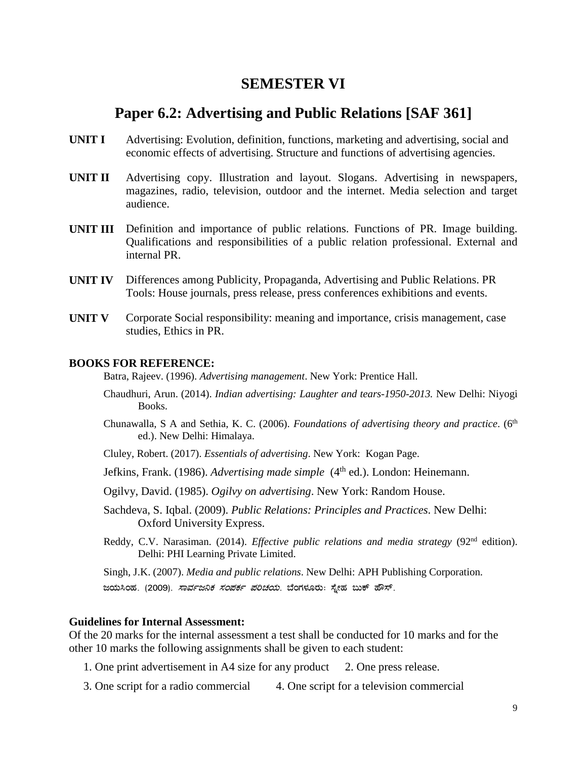# SEMESTER VI

## Paper 6.2: Advertising and Public Relations [SAF 361]

**UNIT I** Advertising: Evolution, definition, functions, marketing and advertising, social and economic effects of advertising. Structure and functions of advertising agencies.

**UNIT II** Advertising copy. Illustration and layout. Slogans. Advertising in newspapers, magazines, radio, television, outdoor and the internet. Media selection and target audience.

**UNIT III** Definition and importance of public relations. Functions of PR. Image building. Qualifications and responsibilities of a public relation professional. External and internal PR.

**UNIT IV** Differences among Publicity, Propaganda, Advertising and Public Relations. PR Tools: House journals, press release, press conferences exhibitions and events.

**UNIT V** Corporate Social responsibility: meaning and importance, crisis management, case studies, Ethics in PR.

**BOOKS FOR REFERENCE:**

Batra, Rajeev. (1996). *Advertising management*. New York: Prentice Hall.

Chaudhuri, Arun. (2014). *Indian advertising: Laughter and tears-1950-2013.* New Delhi: Niyogi Books.

Chunawalla, S A and Sethia, K. C. (2006). *Foundations of advertising theory and practice*. (6th ed.). New Delhi: Himalaya.

Cluley, Robert. (2017). *Essentials of advertising*. New York: Kogan Page.

Jefkins, Frank. (1986). *Advertising made simple* (4th ed.). London: Heinemann.

Ogilvy, David. (1985). *Ogilvy on advertising*. New York: Random House.

Sachdeva, S. Iqbal. (2009). *Public Relations: Principles and Practices*. New Delhi: Oxford University Express.

Reddy, C.V. Narasiman. (2014). *Effective public relations and media strategy* (92nd edition). Delhi: PHI Learning Private Limited.

Singh, J.K. (2007). *Media and public relations*. New Delhi: APH Publishing Corporation.

ಜಯಸಿಂಹ. (2009). *ಸಾರ್ವಜನಿಕ ಸಂಪರ್ಕ ಪರಿಚಯ*. ಬೆಂಗಳೂರು: ಸ್ನೇಹ ಬುಕ್ ಹೌಸ್.

**Guidelines for Internal Assessment:**

Of the 20 marks for the internal assessment a test shall be conducted for 10 marks and for the other 10 marks the following assignments shall be given to each student:

1. One print advertisement in A4 size for any product
2. One press release.
3. One script for a radio commercial
4. One script for a television commercial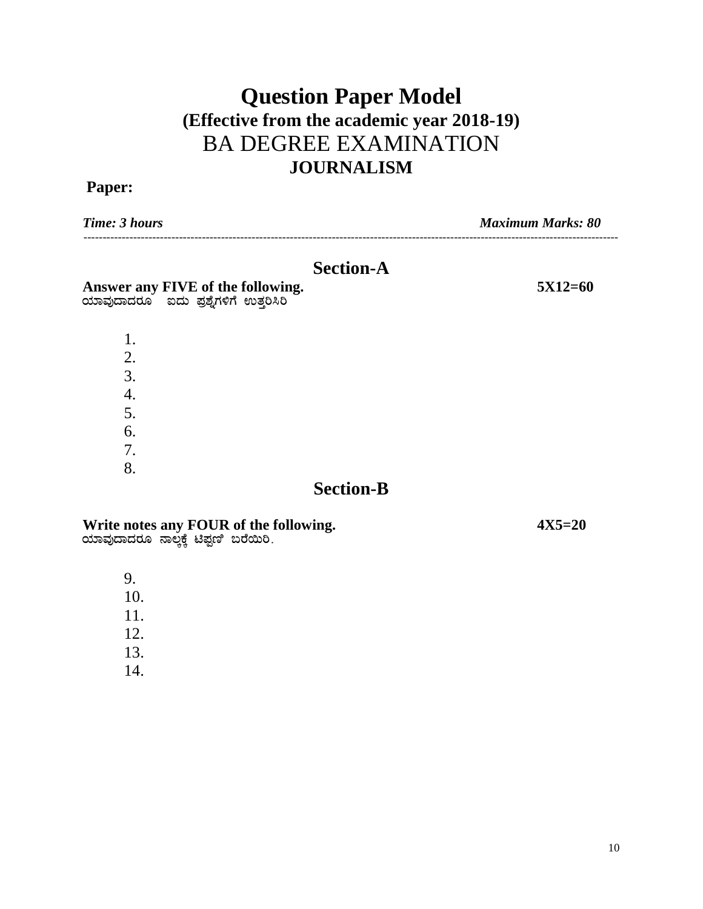# Question Paper Model

## (Effective from the academic year 2018-19)

## BA DEGREE EXAMINATION

### JOURNALISM

**Paper:**

***Time: 3 hours*** ***Maximum Marks: 80***

---

## Section-A

**Answer any FIVE of the following.** **5X12=60**

ಯಾವುದಾದರೂ ಐದು ಪ್ರಶ್ನೆಗಳಿಗೆ ಉತ್ತರಿಸಿರಿ

1.
2.
3.
4.
5.
6.
7.
8.

## Section-B

**Write notes any FOUR of the following.** **4X5=20**

ಯಾವುದಾದರೂ ನಾಲ್ಕಕ್ಕೆ ಟಿಪ್ಪಣಿ ಬರೆಯಿರಿ.

9.
10.
11.
12.
13.
14.